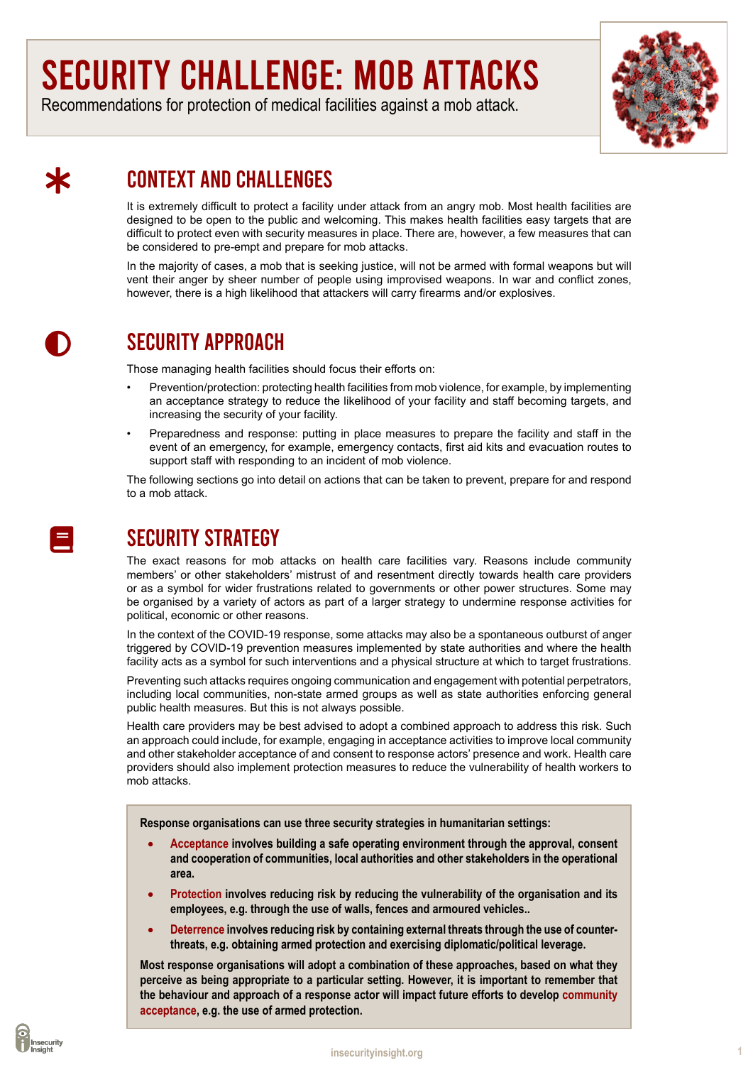# SECURITY CHALLENGE: MOB ATTACKS

Recommendations for protection of medical facilities against a mob attack.

## CONTEXT AND CHALLENGES

It is extremely difficult to protect a facility under attack from an angry mob. Most health facilities are designed to be open to the public and welcoming. This makes health facilities easy targets that are difficult to protect even with security measures in place. There are, however, a few measures that can be considered to pre-empt and prepare for mob attacks.

In the majority of cases, a mob that is seeking justice, will not be armed with formal weapons but will vent their anger by sheer number of people using improvised weapons. In war and conflict zones, however, there is a high likelihood that attackers will carry firearms and/or explosives.

## SECURITY APPROACH

Those managing health facilities should focus their efforts on:

- Prevention/protection: protecting health facilities from mob violence, for example, by implementing an acceptance strategy to reduce the likelihood of your facility and staff becoming targets, and increasing the security of your facility.
- Preparedness and response: putting in place measures to prepare the facility and staff in the event of an emergency, for example, emergency contacts, first aid kits and evacuation routes to support staff with responding to an incident of mob violence.

The following sections go into detail on actions that can be taken to prevent, prepare for and respond to a mob attack.

## SECURITY STRATEGY

The exact reasons for mob attacks on health care facilities vary. Reasons include community members' or other stakeholders' mistrust of and resentment directly towards health care providers or as a symbol for wider frustrations related to governments or other power structures. Some may be organised by a variety of actors as part of a larger strategy to undermine response activities for political, economic or other reasons.

In the context of the COVID-19 response, some attacks may also be a spontaneous outburst of anger triggered by COVID-19 prevention measures implemented by state authorities and where the health facility acts as a symbol for such interventions and a physical structure at which to target frustrations.

Preventing such attacks requires ongoing communication and engagement with potential perpetrators, including local communities, non-state armed groups as well as state authorities enforcing general public health measures. But this is not always possible.

Health care providers may be best advised to adopt a combined approach to address this risk. Such an approach could include, for example, engaging in acceptance activities to improve local community and other stakeholder acceptance of and consent to response actors' presence and work. Health care providers should also implement protection measures to reduce the vulnerability of health workers to mob attacks.

**Response organisations can use three security strategies in humanitarian settings:**

- **Acceptance involves building a safe operating environment through the approval, consent and cooperation of communities, local authorities and other stakeholders in the operational area.**
- **Protection involves reducing risk by reducing the vulnerability of the organisation and its employees, e.g. through the use of walls, fences and armoured vehicles..**
- **Deterrence involves reducing risk by containing external threats through the use of counter-threats, e.g. obtaining armed protection and exercising diplomatic/political leverage.**

**Most response organisations will adopt a combination of these approaches, based on what they perceive as being appropriate to a particular setting. However, it is important to remember that the behaviour and approach of a response actor will impact future efforts to develop community acceptance, e.g. the use of armed protection.**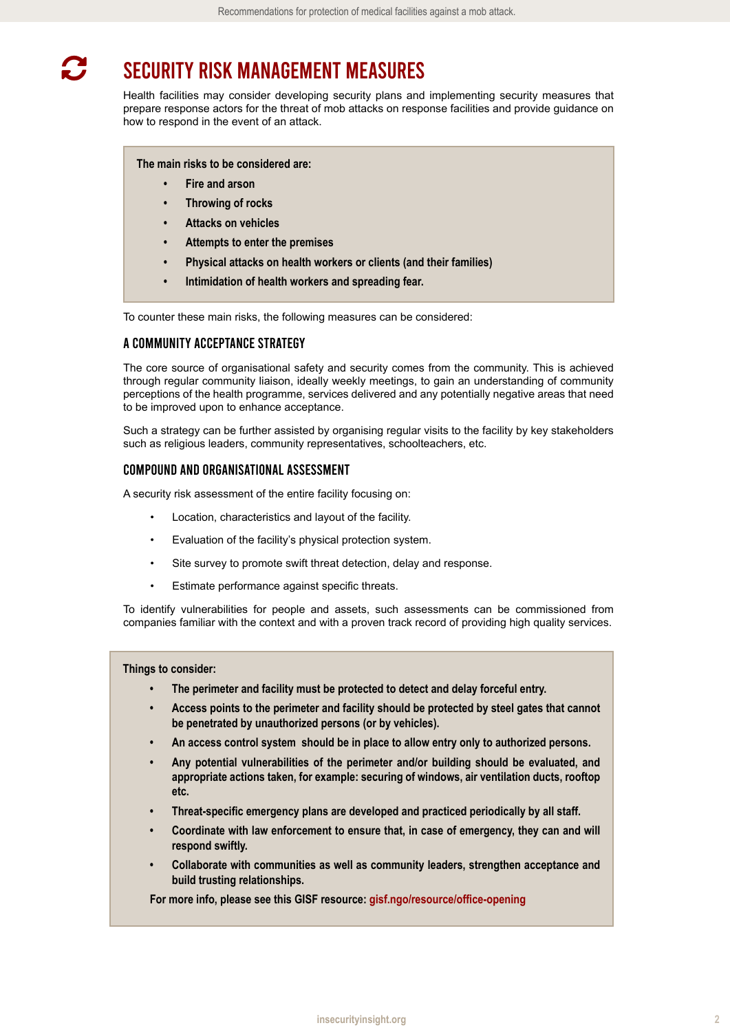# SECURITY RISK MANAGEMENT MEASURES

Health facilities may consider developing security plans and implementing security measures that prepare response actors for the threat of mob attacks on response facilities and provide guidance on how to respond in the event of an attack.

> **The main risks to be considered are:**
>
> - **Fire and arson**
> - **Throwing of rocks**
> - **Attacks on vehicles**
> - **Attempts to enter the premises**
> - **Physical attacks on health workers or clients (and their families)**
> - **Intimidation of health workers and spreading fear.**

To counter these main risks, the following measures can be considered:

### A COMMUNITY ACCEPTANCE STRATEGY

The core source of organisational safety and security comes from the community. This is achieved through regular community liaison, ideally weekly meetings, to gain an understanding of community perceptions of the health programme, services delivered and any potentially negative areas that need to be improved upon to enhance acceptance.

Such a strategy can be further assisted by organising regular visits to the facility by key stakeholders such as religious leaders, community representatives, schoolteachers, etc.

### COMPOUND AND ORGANISATIONAL ASSESSMENT

A security risk assessment of the entire facility focusing on:

- Location, characteristics and layout of the facility.
- Evaluation of the facility's physical protection system.
- Site survey to promote swift threat detection, delay and response.
- Estimate performance against specific threats.

To identify vulnerabilities for people and assets, such assessments can be commissioned from companies familiar with the context and with a proven track record of providing high quality services.

> **Things to consider:**
>
> - **The perimeter and facility must be protected to detect and delay forceful entry.**
> - **Access points to the perimeter and facility should be protected by steel gates that cannot be penetrated by unauthorized persons (or by vehicles).**
> - **An access control system should be in place to allow entry only to authorized persons.**
> - **Any potential vulnerabilities of the perimeter and/or building should be evaluated, and appropriate actions taken, for example: securing of windows, air ventilation ducts, rooftop etc.**
> - **Threat-specific emergency plans are developed and practiced periodically by all staff.**
> - **Coordinate with law enforcement to ensure that, in case of emergency, they can and will respond swiftly.**
> - **Collaborate with communities as well as community leaders, strengthen acceptance and build trusting relationships.**
>
> **For more info, please see this GISF resource: gisf.ngo/resource/office-opening**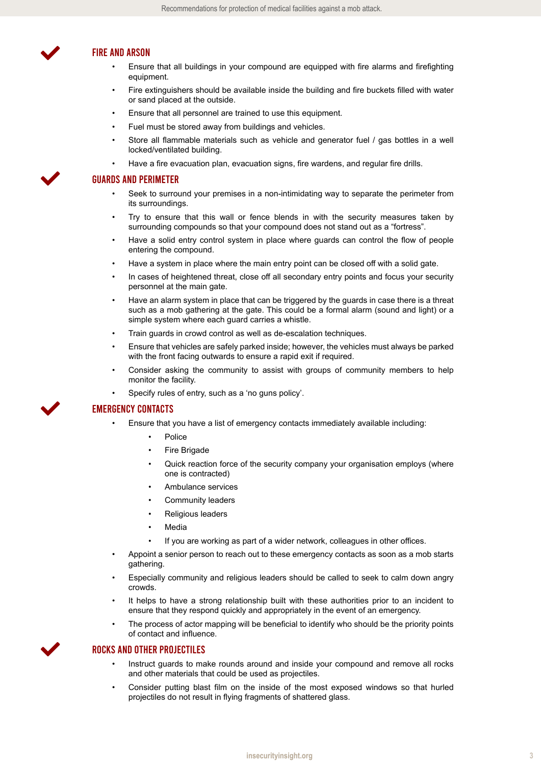## FIRE AND ARSON

- Ensure that all buildings in your compound are equipped with fire alarms and firefighting equipment.
- Fire extinguishers should be available inside the building and fire buckets filled with water or sand placed at the outside.
- Ensure that all personnel are trained to use this equipment.
- Fuel must be stored away from buildings and vehicles.
- Store all flammable materials such as vehicle and generator fuel / gas bottles in a well locked/ventilated building.
- Have a fire evacuation plan, evacuation signs, fire wardens, and regular fire drills.

## GUARDS AND PERIMETER

- Seek to surround your premises in a non-intimidating way to separate the perimeter from its surroundings.
- Try to ensure that this wall or fence blends in with the security measures taken by surrounding compounds so that your compound does not stand out as a “fortress”.
- Have a solid entry control system in place where guards can control the flow of people entering the compound.
- Have a system in place where the main entry point can be closed off with a solid gate.
- In cases of heightened threat, close off all secondary entry points and focus your security personnel at the main gate.
- Have an alarm system in place that can be triggered by the guards in case there is a threat such as a mob gathering at the gate. This could be a formal alarm (sound and light) or a simple system where each guard carries a whistle.
- Train guards in crowd control as well as de-escalation techniques.
- Ensure that vehicles are safely parked inside; however, the vehicles must always be parked with the front facing outwards to ensure a rapid exit if required.
- Consider asking the community to assist with groups of community members to help monitor the facility.
- Specify rules of entry, such as a ‘no guns policy’.

## EMERGENCY CONTACTS

- Ensure that you have a list of emergency contacts immediately available including:
  - Police
  - Fire Brigade
  - Quick reaction force of the security company your organisation employs (where one is contracted)
  - Ambulance services
  - Community leaders
  - Religious leaders
  - Media
  - If you are working as part of a wider network, colleagues in other offices.
- Appoint a senior person to reach out to these emergency contacts as soon as a mob starts gathering.
- Especially community and religious leaders should be called to seek to calm down angry crowds.
- It helps to have a strong relationship built with these authorities prior to an incident to ensure that they respond quickly and appropriately in the event of an emergency.
- The process of actor mapping will be beneficial to identify who should be the priority points of contact and influence.

## ROCKS AND OTHER PROJECTILES

- Instruct guards to make rounds around and inside your compound and remove all rocks and other materials that could be used as projectiles.
- Consider putting blast film on the inside of the most exposed windows so that hurled projectiles do not result in flying fragments of shattered glass.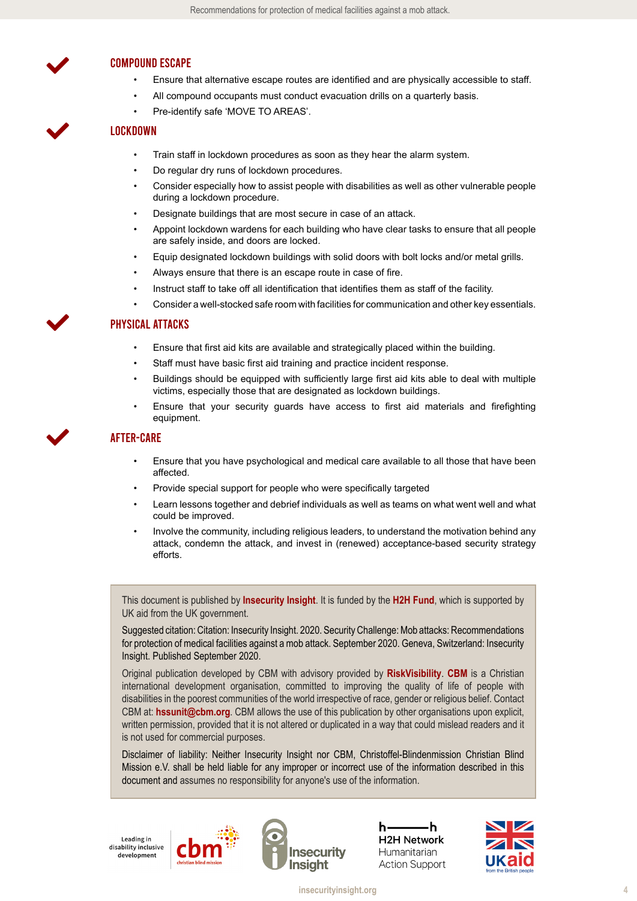## COMPOUND ESCAPE

- Ensure that alternative escape routes are identified and are physically accessible to staff.
- All compound occupants must conduct evacuation drills on a quarterly basis.
- Pre-identify safe 'MOVE TO AREAS'.

## LOCKDOWN

- Train staff in lockdown procedures as soon as they hear the alarm system.
- Do regular dry runs of lockdown procedures.
- Consider especially how to assist people with disabilities as well as other vulnerable people during a lockdown procedure.
- Designate buildings that are most secure in case of an attack.
- Appoint lockdown wardens for each building who have clear tasks to ensure that all people are safely inside, and doors are locked.
- Equip designated lockdown buildings with solid doors with bolt locks and/or metal grills.
- Always ensure that there is an escape route in case of fire.
- Instruct staff to take off all identification that identifies them as staff of the facility.
- Consider a well-stocked safe room with facilities for communication and other key essentials.

## PHYSICAL ATTACKS

- Ensure that first aid kits are available and strategically placed within the building.
- Staff must have basic first aid training and practice incident response.
- Buildings should be equipped with sufficiently large first aid kits able to deal with multiple victims, especially those that are designated as lockdown buildings.
- Ensure that your security guards have access to first aid materials and firefighting equipment.

## AFTER-CARE

- Ensure that you have psychological and medical care available to all those that have been affected.
- Provide special support for people who were specifically targeted
- Learn lessons together and debrief individuals as well as teams on what went well and what could be improved.
- Involve the community, including religious leaders, to understand the motivation behind any attack, condemn the attack, and invest in (renewed) acceptance-based security strategy efforts.

This document is published by **Insecurity Insight**. It is funded by the **H2H Fund**, which is supported by UK aid from the UK government.

Suggested citation: Citation: Insecurity Insight. 2020. Security Challenge: Mob attacks: Recommendations for protection of medical facilities against a mob attack. September 2020. Geneva, Switzerland: Insecurity Insight. Published September 2020.

Original publication developed by CBM with advisory provided by **RiskVisibility**. **CBM** is a Christian international development organisation, committed to improving the quality of life of people with disabilities in the poorest communities of the world irrespective of race, gender or religious belief. Contact CBM at: **hssunit@cbm.org**. CBM allows the use of this publication by other organisations upon explicit, written permission, provided that it is not altered or duplicated in a way that could mislead readers and it is not used for commercial purposes.

Disclaimer of liability: Neither Insecurity Insight nor CBM, Christoffel-Blindenmission Christian Blind Mission e.V. shall be held liable for any improper or incorrect use of the information described in this document and assumes no responsibility for anyone's use of the information.

Leading in disability inclusive development — cbm christian blind mission

Insecurity Insight

H2H Network Humanitarian Action Support

UKaid from the British people

insecurityinsight.org